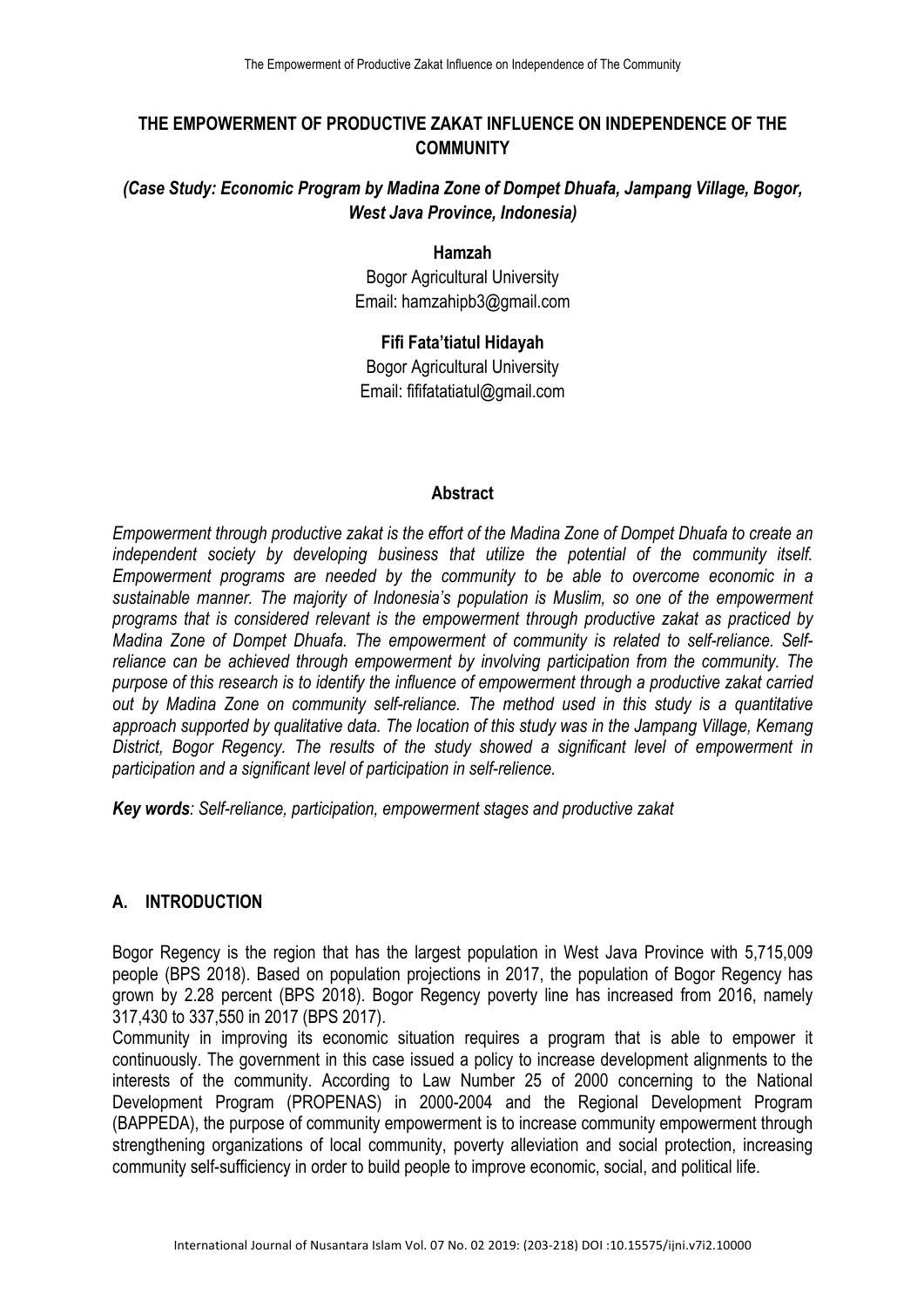# THE EMPOWERMENT OF PRODUCTIVE ZAKAT INFLUENCE ON INDEPENDENCE OF THE COMMUNITY

***(Case Study: Economic Program by Madina Zone of Dompet Dhuafa, Jampang Village, Bogor, West Java Province, Indonesia)***

**Hamzah**
Bogor Agricultural University
Email: hamzahipb3@gmail.com

**Fifi Fata'tiatul Hidayah**
Bogor Agricultural University
Email: fififatatiatul@gmail.com

## Abstract

*Empowerment through productive zakat is the effort of the Madina Zone of Dompet Dhuafa to create an independent society by developing business that utilize the potential of the community itself. Empowerment programs are needed by the community to be able to overcome economic in a sustainable manner. The majority of Indonesia's population is Muslim, so one of the empowerment programs that is considered relevant is the empowerment through productive zakat as practiced by Madina Zone of Dompet Dhuafa. The empowerment of community is related to self-reliance. Self-reliance can be achieved through empowerment by involving participation from the community. The purpose of this research is to identify the influence of empowerment through a productive zakat carried out by Madina Zone on community self-reliance. The method used in this study is a quantitative approach supported by qualitative data. The location of this study was in the Jampang Village, Kemang District, Bogor Regency. The results of the study showed a significant level of empowerment in participation and a significant level of participation in self-relience.*

***Key words**: Self-reliance, participation, empowerment stages and productive zakat*

## A. INTRODUCTION

Bogor Regency is the region that has the largest population in West Java Province with 5,715,009 people (BPS 2018). Based on population projections in 2017, the population of Bogor Regency has grown by 2.28 percent (BPS 2018). Bogor Regency poverty line has increased from 2016, namely 317,430 to 337,550 in 2017 (BPS 2017).

Community in improving its economic situation requires a program that is able to empower it continuously. The government in this case issued a policy to increase development alignments to the interests of the community. According to Law Number 25 of 2000 concerning to the National Development Program (PROPENAS) in 2000-2004 and the Regional Development Program (BAPPEDA), the purpose of community empowerment is to increase community empowerment through strengthening organizations of local community, poverty alleviation and social protection, increasing community self-sufficiency in order to build people to improve economic, social, and political life.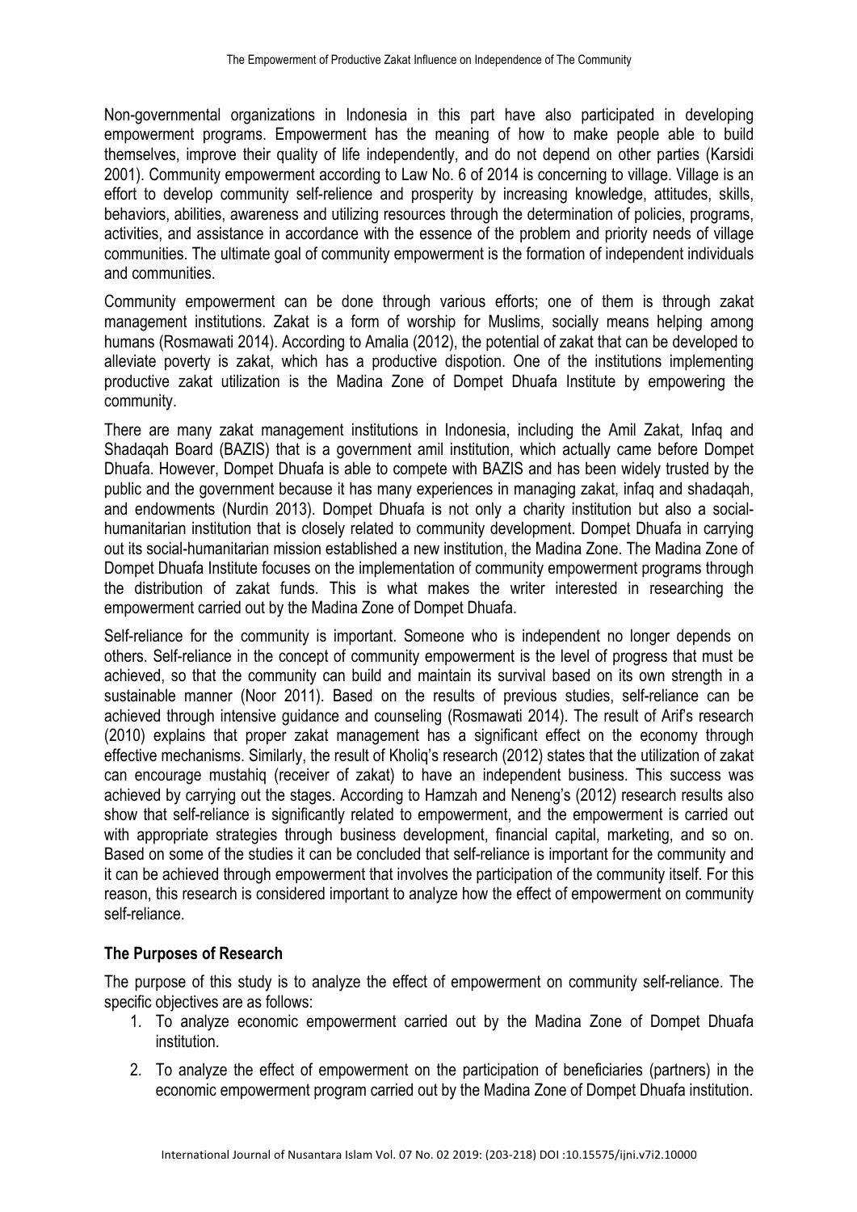Non-governmental organizations in Indonesia in this part have also participated in developing empowerment programs. Empowerment has the meaning of how to make people able to build themselves, improve their quality of life independently, and do not depend on other parties (Karsidi 2001). Community empowerment according to Law No. 6 of 2014 is concerning to village. Village is an effort to develop community self-relience and prosperity by increasing knowledge, attitudes, skills, behaviors, abilities, awareness and utilizing resources through the determination of policies, programs, activities, and assistance in accordance with the essence of the problem and priority needs of village communities. The ultimate goal of community empowerment is the formation of independent individuals and communities.

Community empowerment can be done through various efforts; one of them is through zakat management institutions. Zakat is a form of worship for Muslims, socially means helping among humans (Rosmawati 2014). According to Amalia (2012), the potential of zakat that can be developed to alleviate poverty is zakat, which has a productive dispotion. One of the institutions implementing productive zakat utilization is the Madina Zone of Dompet Dhuafa Institute by empowering the community.

There are many zakat management institutions in Indonesia, including the Amil Zakat, Infaq and Shadaqah Board (BAZIS) that is a government amil institution, which actually came before Dompet Dhuafa. However, Dompet Dhuafa is able to compete with BAZIS and has been widely trusted by the public and the government because it has many experiences in managing zakat, infaq and shadaqah, and endowments (Nurdin 2013). Dompet Dhuafa is not only a charity institution but also a social-humanitarian institution that is closely related to community development. Dompet Dhuafa in carrying out its social-humanitarian mission established a new institution, the Madina Zone. The Madina Zone of Dompet Dhuafa Institute focuses on the implementation of community empowerment programs through the distribution of zakat funds. This is what makes the writer interested in researching the empowerment carried out by the Madina Zone of Dompet Dhuafa.

Self-reliance for the community is important. Someone who is independent no longer depends on others. Self-reliance in the concept of community empowerment is the level of progress that must be achieved, so that the community can build and maintain its survival based on its own strength in a sustainable manner (Noor 2011). Based on the results of previous studies, self-reliance can be achieved through intensive guidance and counseling (Rosmawati 2014). The result of Arif's research (2010) explains that proper zakat management has a significant effect on the economy through effective mechanisms. Similarly, the result of Kholiq's research (2012) states that the utilization of zakat can encourage mustahiq (receiver of zakat) to have an independent business. This success was achieved by carrying out the stages. According to Hamzah and Neneng's (2012) research results also show that self-reliance is significantly related to empowerment, and the empowerment is carried out with appropriate strategies through business development, financial capital, marketing, and so on. Based on some of the studies it can be concluded that self-reliance is important for the community and it can be achieved through empowerment that involves the participation of the community itself. For this reason, this research is considered important to analyze how the effect of empowerment on community self-reliance.

## The Purposes of Research

The purpose of this study is to analyze the effect of empowerment on community self-reliance. The specific objectives are as follows:

1. To analyze economic empowerment carried out by the Madina Zone of Dompet Dhuafa institution.
2. To analyze the effect of empowerment on the participation of beneficiaries (partners) in the economic empowerment program carried out by the Madina Zone of Dompet Dhuafa institution.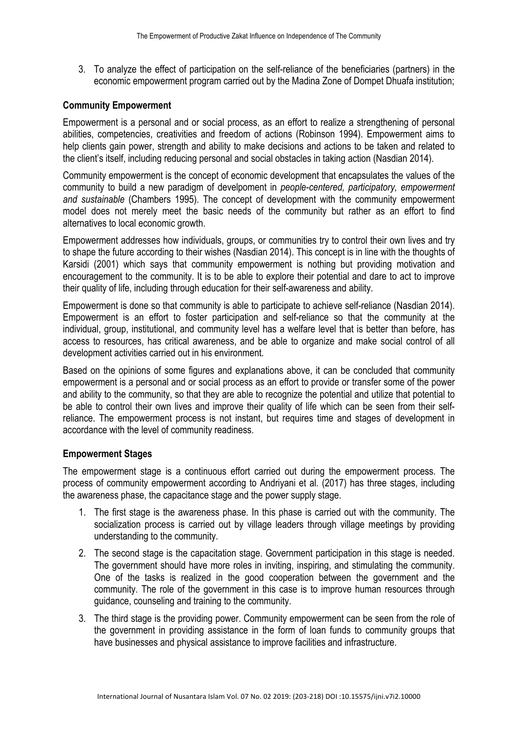3. To analyze the effect of participation on the self-reliance of the beneficiaries (partners) in the economic empowerment program carried out by the Madina Zone of Dompet Dhuafa institution;

### Community Empowerment

Empowerment is a personal and or social process, as an effort to realize a strengthening of personal abilities, competencies, creativities and freedom of actions (Robinson 1994). Empowerment aims to help clients gain power, strength and ability to make decisions and actions to be taken and related to the client's itself, including reducing personal and social obstacles in taking action (Nasdian 2014).

Community empowerment is the concept of economic development that encapsulates the values of the community to build a new paradigm of develpoment in *people-centered, participatory, empowerment and sustainable* (Chambers 1995). The concept of development with the community empowerment model does not merely meet the basic needs of the community but rather as an effort to find alternatives to local economic growth.

Empowerment addresses how individuals, groups, or communities try to control their own lives and try to shape the future according to their wishes (Nasdian 2014). This concept is in line with the thoughts of Karsidi (2001) which says that community empowerment is nothing but providing motivation and encouragement to the community. It is to be able to explore their potential and dare to act to improve their quality of life, including through education for their self-awareness and ability.

Empowerment is done so that community is able to participate to achieve self-reliance (Nasdian 2014). Empowerment is an effort to foster participation and self-reliance so that the community at the individual, group, institutional, and community level has a welfare level that is better than before, has access to resources, has critical awareness, and be able to organize and make social control of all development activities carried out in his environment.

Based on the opinions of some figures and explanations above, it can be concluded that community empowerment is a personal and or social process as an effort to provide or transfer some of the power and ability to the community, so that they are able to recognize the potential and utilize that potential to be able to control their own lives and improve their quality of life which can be seen from their self-reliance. The empowerment process is not instant, but requires time and stages of development in accordance with the level of community readiness.

### Empowerment Stages

The empowerment stage is a continuous effort carried out during the empowerment process. The process of community empowerment according to Andriyani et al. (2017) has three stages, including the awareness phase, the capacitance stage and the power supply stage.

1. The first stage is the awareness phase. In this phase is carried out with the community. The socialization process is carried out by village leaders through village meetings by providing understanding to the community.
2. The second stage is the capacitation stage. Government participation in this stage is needed. The government should have more roles in inviting, inspiring, and stimulating the community. One of the tasks is realized in the good cooperation between the government and the community. The role of the government in this case is to improve human resources through guidance, counseling and training to the community.
3. The third stage is the providing power. Community empowerment can be seen from the role of the government in providing assistance in the form of loan funds to community groups that have businesses and physical assistance to improve facilities and infrastructure.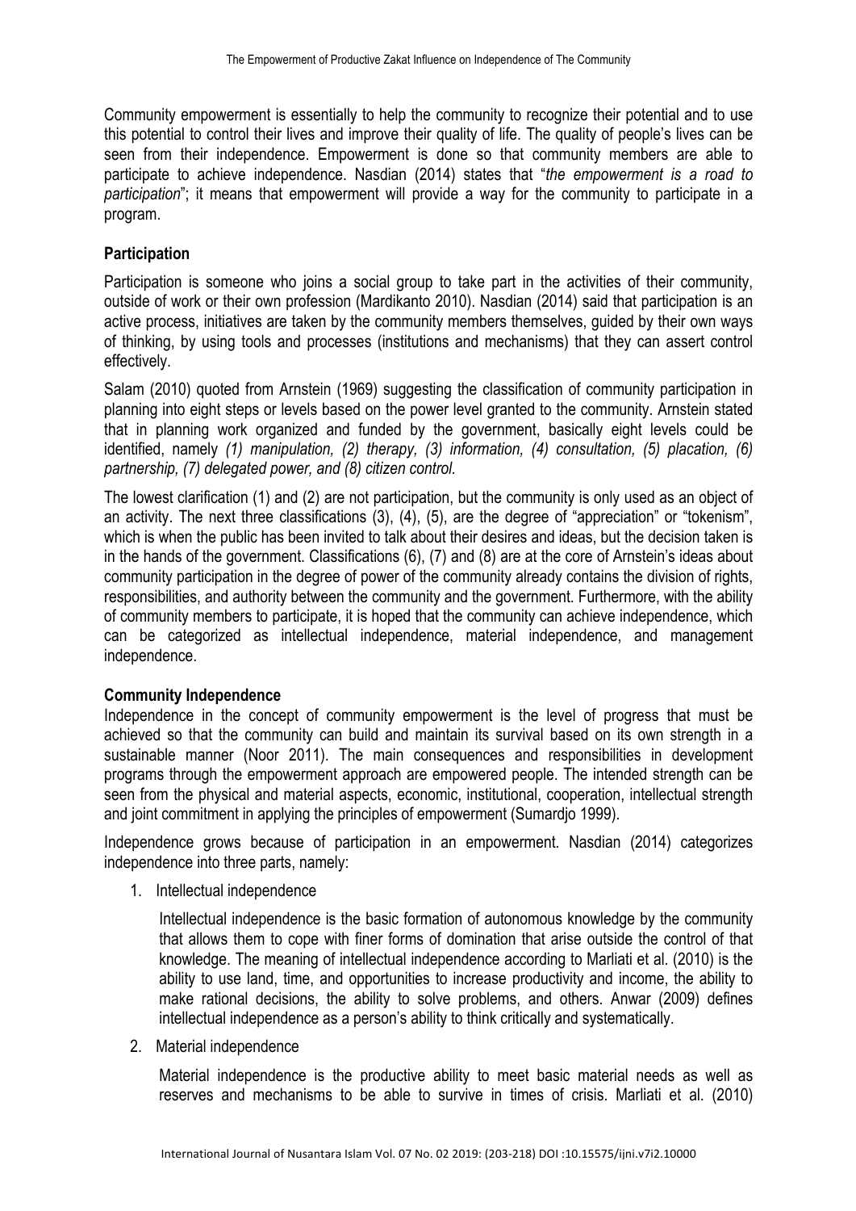Community empowerment is essentially to help the community to recognize their potential and to use this potential to control their lives and improve their quality of life. The quality of people's lives can be seen from their independence. Empowerment is done so that community members are able to participate to achieve independence. Nasdian (2014) states that "*the empowerment is a road to participation*"; it means that empowerment will provide a way for the community to participate in a program.

**Participation**

Participation is someone who joins a social group to take part in the activities of their community, outside of work or their own profession (Mardikanto 2010). Nasdian (2014) said that participation is an active process, initiatives are taken by the community members themselves, guided by their own ways of thinking, by using tools and processes (institutions and mechanisms) that they can assert control effectively.

Salam (2010) quoted from Arnstein (1969) suggesting the classification of community participation in planning into eight steps or levels based on the power level granted to the community. Arnstein stated that in planning work organized and funded by the government, basically eight levels could be identified, namely *(1) manipulation, (2) therapy, (3) information, (4) consultation, (5) placation, (6) partnership, (7) delegated power, and (8) citizen control.*

The lowest clarification (1) and (2) are not participation, but the community is only used as an object of an activity. The next three classifications (3), (4), (5), are the degree of "appreciation" or "tokenism", which is when the public has been invited to talk about their desires and ideas, but the decision taken is in the hands of the government. Classifications (6), (7) and (8) are at the core of Arnstein's ideas about community participation in the degree of power of the community already contains the division of rights, responsibilities, and authority between the community and the government. Furthermore, with the ability of community members to participate, it is hoped that the community can achieve independence, which can be categorized as intellectual independence, material independence, and management independence.

**Community Independence**

Independence in the concept of community empowerment is the level of progress that must be achieved so that the community can build and maintain its survival based on its own strength in a sustainable manner (Noor 2011). The main consequences and responsibilities in development programs through the empowerment approach are empowered people. The intended strength can be seen from the physical and material aspects, economic, institutional, cooperation, intellectual strength and joint commitment in applying the principles of empowerment (Sumardjo 1999).

Independence grows because of participation in an empowerment. Nasdian (2014) categorizes independence into three parts, namely:

1. Intellectual independence

   Intellectual independence is the basic formation of autonomous knowledge by the community that allows them to cope with finer forms of domination that arise outside the control of that knowledge. The meaning of intellectual independence according to Marliati et al. (2010) is the ability to use land, time, and opportunities to increase productivity and income, the ability to make rational decisions, the ability to solve problems, and others. Anwar (2009) defines intellectual independence as a person's ability to think critically and systematically.

2. Material independence

   Material independence is the productive ability to meet basic material needs as well as reserves and mechanisms to be able to survive in times of crisis. Marliati et al. (2010)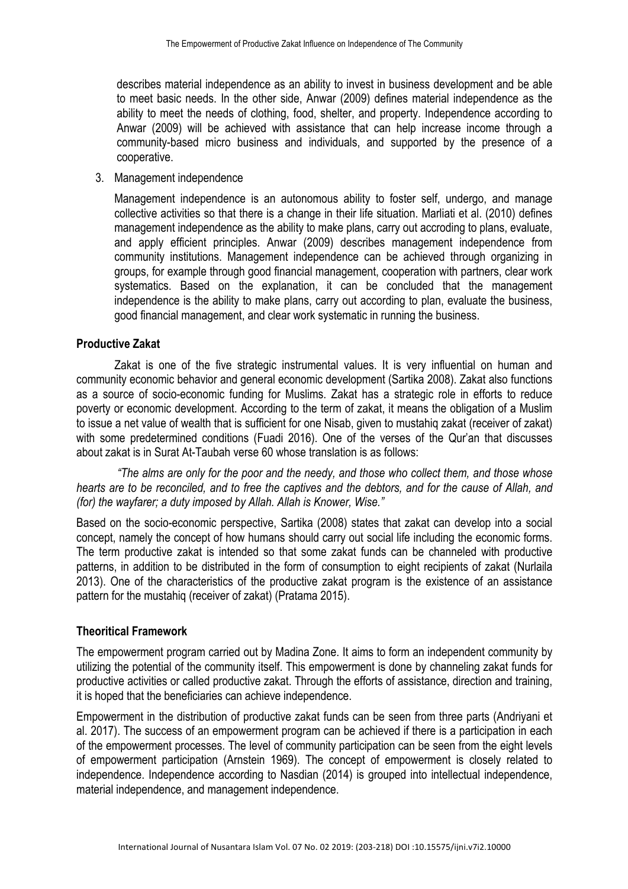describes material independence as an ability to invest in business development and be able to meet basic needs. In the other side, Anwar (2009) defines material independence as the ability to meet the needs of clothing, food, shelter, and property. Independence according to Anwar (2009) will be achieved with assistance that can help increase income through a community-based micro business and individuals, and supported by the presence of a cooperative.

3. Management independence

   Management independence is an autonomous ability to foster self, undergo, and manage collective activities so that there is a change in their life situation. Marliati et al. (2010) defines management independence as the ability to make plans, carry out accroding to plans, evaluate, and apply efficient principles. Anwar (2009) describes management independence from community institutions. Management independence can be achieved through organizing in groups, for example through good financial management, cooperation with partners, clear work systematics. Based on the explanation, it can be concluded that the management independence is the ability to make plans, carry out according to plan, evaluate the business, good financial management, and clear work systematic in running the business.

## Productive Zakat

Zakat is one of the five strategic instrumental values. It is very influential on human and community economic behavior and general economic development (Sartika 2008). Zakat also functions as a source of socio-economic funding for Muslims. Zakat has a strategic role in efforts to reduce poverty or economic development. According to the term of zakat, it means the obligation of a Muslim to issue a net value of wealth that is sufficient for one Nisab, given to mustahiq zakat (receiver of zakat) with some predetermined conditions (Fuadi 2016). One of the verses of the Qur'an that discusses about zakat is in Surat At-Taubah verse 60 whose translation is as follows:

*"The alms are only for the poor and the needy, and those who collect them, and those whose hearts are to be reconciled, and to free the captives and the debtors, and for the cause of Allah, and (for) the wayfarer; a duty imposed by Allah. Allah is Knower, Wise."*

Based on the socio-economic perspective, Sartika (2008) states that zakat can develop into a social concept, namely the concept of how humans should carry out social life including the economic forms. The term productive zakat is intended so that some zakat funds can be channeled with productive patterns, in addition to be distributed in the form of consumption to eight recipients of zakat (Nurlaila 2013). One of the characteristics of the productive zakat program is the existence of an assistance pattern for the mustahiq (receiver of zakat) (Pratama 2015).

## Theoritical Framework

The empowerment program carried out by Madina Zone. It aims to form an independent community by utilizing the potential of the community itself. This empowerment is done by channeling zakat funds for productive activities or called productive zakat. Through the efforts of assistance, direction and training, it is hoped that the beneficiaries can achieve independence.

Empowerment in the distribution of productive zakat funds can be seen from three parts (Andriyani et al. 2017). The success of an empowerment program can be achieved if there is a participation in each of the empowerment processes. The level of community participation can be seen from the eight levels of empowerment participation (Arnstein 1969). The concept of empowerment is closely related to independence. Independence according to Nasdian (2014) is grouped into intellectual independence, material independence, and management independence.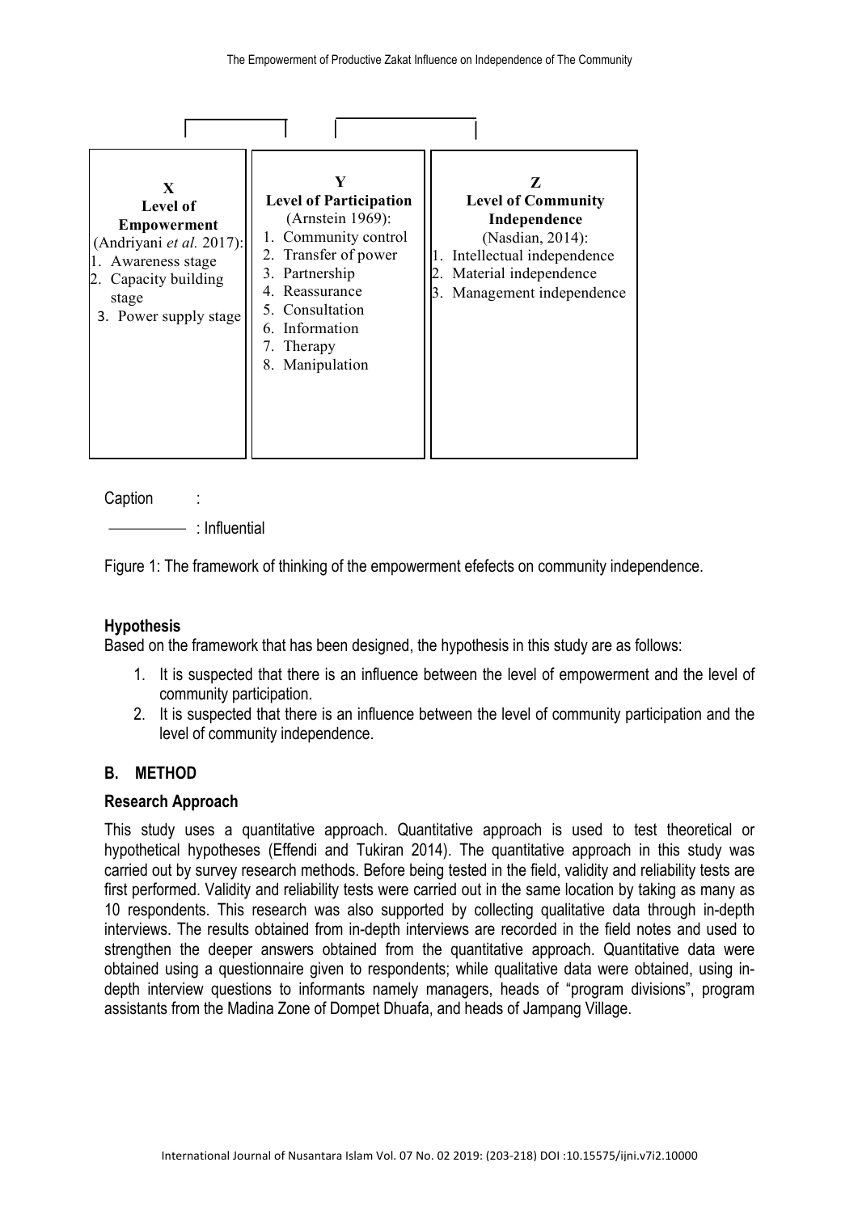| X<br>Level of Empowerment<br>(Andriyani *et al.* 2017):<br>1. Awareness stage<br>2. Capacity building stage<br>3. Power supply stage | Y<br>Level of Participation<br>(Arnstein 1969):<br>1. Community control<br>2. Transfer of power<br>3. Partnership<br>4. Reassurance<br>5. Consultation<br>6. Information<br>7. Therapy<br>8. Manipulation | Z<br>Level of Community Independence<br>(Nasdian, 2014):<br>1. Intellectual independence<br>2. Material independence<br>3. Management independence |
|---|---|---|

Caption :

———— : Influential

Figure 1: The framework of thinking of the empowerment efefects on community independence.

### Hypothesis

Based on the framework that has been designed, the hypothesis in this study are as follows:

1. It is suspected that there is an influence between the level of empowerment and the level of community participation.
2. It is suspected that there is an influence between the level of community participation and the level of community independence.

## B. METHOD

### Research Approach

This study uses a quantitative approach. Quantitative approach is used to test theoretical or hypothetical hypotheses (Effendi and Tukiran 2014). The quantitative approach in this study was carried out by survey research methods. Before being tested in the field, validity and reliability tests are first performed. Validity and reliability tests were carried out in the same location by taking as many as 10 respondents. This research was also supported by collecting qualitative data through in-depth interviews. The results obtained from in-depth interviews are recorded in the field notes and used to strengthen the deeper answers obtained from the quantitative approach. Quantitative data were obtained using a questionnaire given to respondents; while qualitative data were obtained, using in-depth interview questions to informants namely managers, heads of "program divisions", program assistants from the Madina Zone of Dompet Dhuafa, and heads of Jampang Village.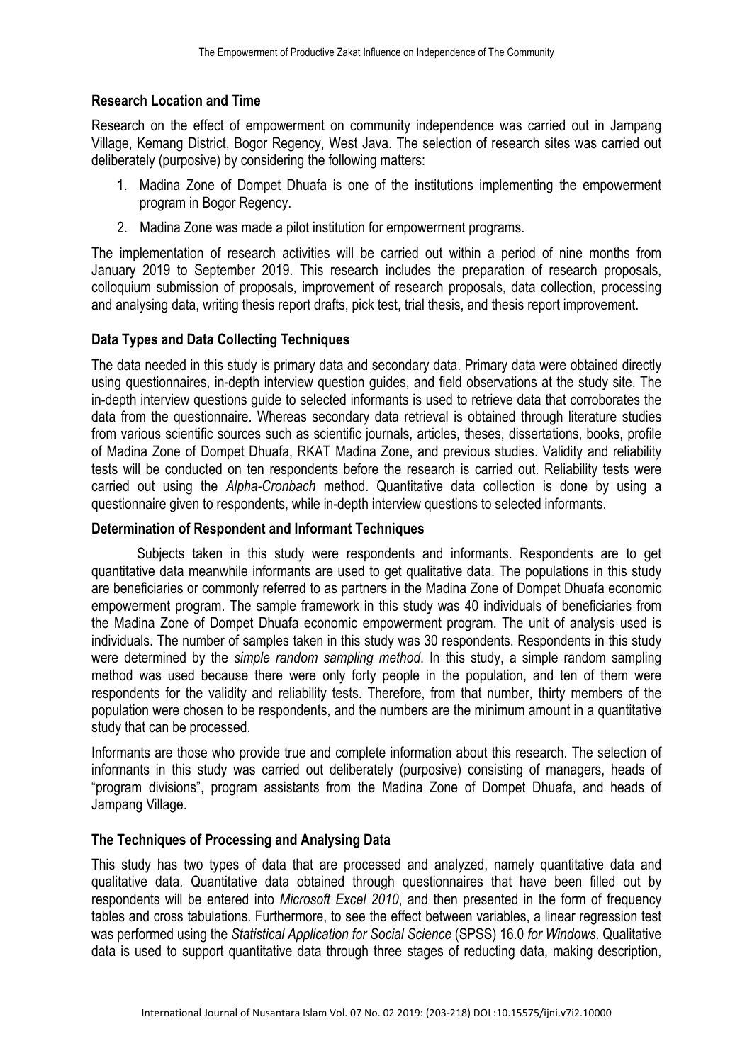**Research Location and Time**

Research on the effect of empowerment on community independence was carried out in Jampang Village, Kemang District, Bogor Regency, West Java. The selection of research sites was carried out deliberately (purposive) by considering the following matters:

1. Madina Zone of Dompet Dhuafa is one of the institutions implementing the empowerment program in Bogor Regency.
2. Madina Zone was made a pilot institution for empowerment programs.

The implementation of research activities will be carried out within a period of nine months from January 2019 to September 2019. This research includes the preparation of research proposals, colloquium submission of proposals, improvement of research proposals, data collection, processing and analysing data, writing thesis report drafts, pick test, trial thesis, and thesis report improvement.

**Data Types and Data Collecting Techniques**

The data needed in this study is primary data and secondary data. Primary data were obtained directly using questionnaires, in-depth interview question guides, and field observations at the study site. The in-depth interview questions guide to selected informants is used to retrieve data that corroborates the data from the questionnaire. Whereas secondary data retrieval is obtained through literature studies from various scientific sources such as scientific journals, articles, theses, dissertations, books, profile of Madina Zone of Dompet Dhuafa, RKAT Madina Zone, and previous studies. Validity and reliability tests will be conducted on ten respondents before the research is carried out. Reliability tests were carried out using the *Alpha-Cronbach* method. Quantitative data collection is done by using a questionnaire given to respondents, while in-depth interview questions to selected informants.

**Determination of Respondent and Informant Techniques**

Subjects taken in this study were respondents and informants. Respondents are to get quantitative data meanwhile informants are used to get qualitative data. The populations in this study are beneficiaries or commonly referred to as partners in the Madina Zone of Dompet Dhuafa economic empowerment program. The sample framework in this study was 40 individuals of beneficiaries from the Madina Zone of Dompet Dhuafa economic empowerment program. The unit of analysis used is individuals. The number of samples taken in this study was 30 respondents. Respondents in this study were determined by the *simple random sampling method*. In this study, a simple random sampling method was used because there were only forty people in the population, and ten of them were respondents for the validity and reliability tests. Therefore, from that number, thirty members of the population were chosen to be respondents, and the numbers are the minimum amount in a quantitative study that can be processed.

Informants are those who provide true and complete information about this research. The selection of informants in this study was carried out deliberately (purposive) consisting of managers, heads of "program divisions", program assistants from the Madina Zone of Dompet Dhuafa, and heads of Jampang Village.

**The Techniques of Processing and Analysing Data**

This study has two types of data that are processed and analyzed, namely quantitative data and qualitative data. Quantitative data obtained through questionnaires that have been filled out by respondents will be entered into *Microsoft Excel 2010*, and then presented in the form of frequency tables and cross tabulations. Furthermore, to see the effect between variables, a linear regression test was performed using the *Statistical Application for Social Science* (SPSS) 16.0 *for Windows*. Qualitative data is used to support quantitative data through three stages of reducting data, making description,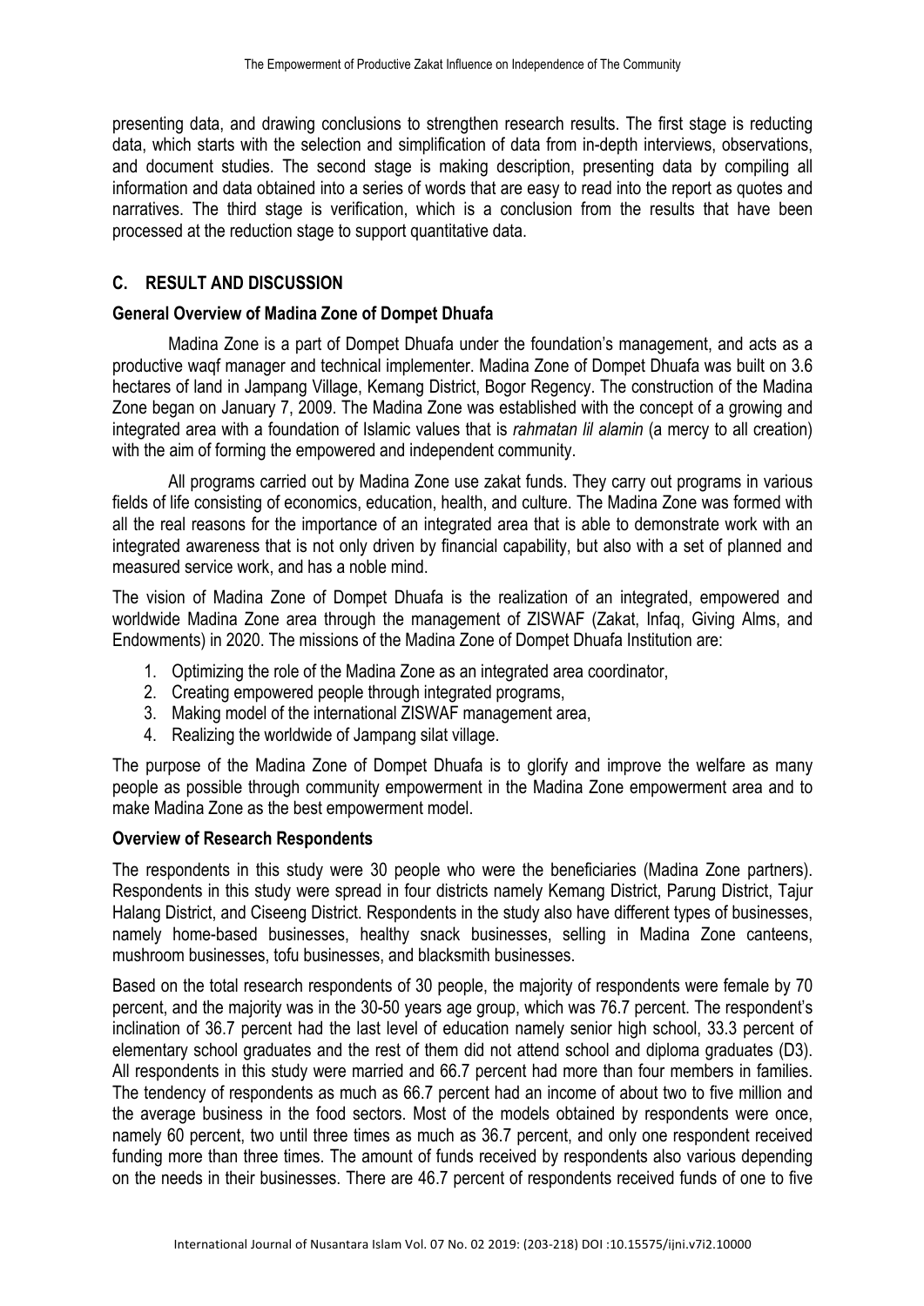presenting data, and drawing conclusions to strengthen research results. The first stage is reducting data, which starts with the selection and simplification of data from in-depth interviews, observations, and document studies. The second stage is making description, presenting data by compiling all information and data obtained into a series of words that are easy to read into the report as quotes and narratives. The third stage is verification, which is a conclusion from the results that have been processed at the reduction stage to support quantitative data.

## C. RESULT AND DISCUSSION

### General Overview of Madina Zone of Dompet Dhuafa

Madina Zone is a part of Dompet Dhuafa under the foundation's management, and acts as a productive waqf manager and technical implementer. Madina Zone of Dompet Dhuafa was built on 3.6 hectares of land in Jampang Village, Kemang District, Bogor Regency. The construction of the Madina Zone began on January 7, 2009. The Madina Zone was established with the concept of a growing and integrated area with a foundation of Islamic values that is *rahmatan lil alamin* (a mercy to all creation) with the aim of forming the empowered and independent community.

All programs carried out by Madina Zone use zakat funds. They carry out programs in various fields of life consisting of economics, education, health, and culture. The Madina Zone was formed with all the real reasons for the importance of an integrated area that is able to demonstrate work with an integrated awareness that is not only driven by financial capability, but also with a set of planned and measured service work, and has a noble mind.

The vision of Madina Zone of Dompet Dhuafa is the realization of an integrated, empowered and worldwide Madina Zone area through the management of ZISWAF (Zakat, Infaq, Giving Alms, and Endowments) in 2020. The missions of the Madina Zone of Dompet Dhuafa Institution are:

1. Optimizing the role of the Madina Zone as an integrated area coordinator,
2. Creating empowered people through integrated programs,
3. Making model of the international ZISWAF management area,
4. Realizing the worldwide of Jampang silat village.

The purpose of the Madina Zone of Dompet Dhuafa is to glorify and improve the welfare as many people as possible through community empowerment in the Madina Zone empowerment area and to make Madina Zone as the best empowerment model.

### Overview of Research Respondents

The respondents in this study were 30 people who were the beneficiaries (Madina Zone partners). Respondents in this study were spread in four districts namely Kemang District, Parung District, Tajur Halang District, and Ciseeng District. Respondents in the study also have different types of businesses, namely home-based businesses, healthy snack businesses, selling in Madina Zone canteens, mushroom businesses, tofu businesses, and blacksmith businesses.

Based on the total research respondents of 30 people, the majority of respondents were female by 70 percent, and the majority was in the 30-50 years age group, which was 76.7 percent. The respondent's inclination of 36.7 percent had the last level of education namely senior high school, 33.3 percent of elementary school graduates and the rest of them did not attend school and diploma graduates (D3). All respondents in this study were married and 66.7 percent had more than four members in families. The tendency of respondents as much as 66.7 percent had an income of about two to five million and the average business in the food sectors. Most of the models obtained by respondents were once, namely 60 percent, two until three times as much as 36.7 percent, and only one respondent received funding more than three times. The amount of funds received by respondents also various depending on the needs in their businesses. There are 46.7 percent of respondents received funds of one to five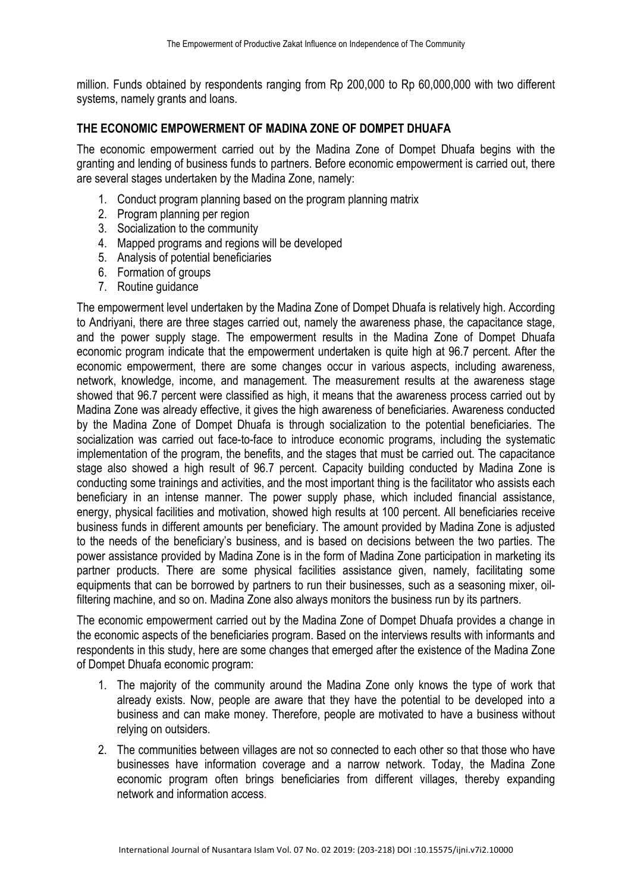million. Funds obtained by respondents ranging from Rp 200,000 to Rp 60,000,000 with two different systems, namely grants and loans.

## THE ECONOMIC EMPOWERMENT OF MADINA ZONE OF DOMPET DHUAFA

The economic empowerment carried out by the Madina Zone of Dompet Dhuafa begins with the granting and lending of business funds to partners. Before economic empowerment is carried out, there are several stages undertaken by the Madina Zone, namely:

1. Conduct program planning based on the program planning matrix
2. Program planning per region
3. Socialization to the community
4. Mapped programs and regions will be developed
5. Analysis of potential beneficiaries
6. Formation of groups
7. Routine guidance

The empowerment level undertaken by the Madina Zone of Dompet Dhuafa is relatively high. According to Andriyani, there are three stages carried out, namely the awareness phase, the capacitance stage, and the power supply stage. The empowerment results in the Madina Zone of Dompet Dhuafa economic program indicate that the empowerment undertaken is quite high at 96.7 percent. After the economic empowerment, there are some changes occur in various aspects, including awareness, network, knowledge, income, and management. The measurement results at the awareness stage showed that 96.7 percent were classified as high, it means that the awareness process carried out by Madina Zone was already effective, it gives the high awareness of beneficiaries. Awareness conducted by the Madina Zone of Dompet Dhuafa is through socialization to the potential beneficiaries. The socialization was carried out face-to-face to introduce economic programs, including the systematic implementation of the program, the benefits, and the stages that must be carried out. The capacitance stage also showed a high result of 96.7 percent. Capacity building conducted by Madina Zone is conducting some trainings and activities, and the most important thing is the facilitator who assists each beneficiary in an intense manner. The power supply phase, which included financial assistance, energy, physical facilities and motivation, showed high results at 100 percent. All beneficiaries receive business funds in different amounts per beneficiary. The amount provided by Madina Zone is adjusted to the needs of the beneficiary's business, and is based on decisions between the two parties. The power assistance provided by Madina Zone is in the form of Madina Zone participation in marketing its partner products. There are some physical facilities assistance given, namely, facilitating some equipments that can be borrowed by partners to run their businesses, such as a seasoning mixer, oil-filtering machine, and so on. Madina Zone also always monitors the business run by its partners.

The economic empowerment carried out by the Madina Zone of Dompet Dhuafa provides a change in the economic aspects of the beneficiaries program. Based on the interviews results with informants and respondents in this study, here are some changes that emerged after the existence of the Madina Zone of Dompet Dhuafa economic program:

1. The majority of the community around the Madina Zone only knows the type of work that already exists. Now, people are aware that they have the potential to be developed into a business and can make money. Therefore, people are motivated to have a business without relying on outsiders.
2. The communities between villages are not so connected to each other so that those who have businesses have information coverage and a narrow network. Today, the Madina Zone economic program often brings beneficiaries from different villages, thereby expanding network and information access.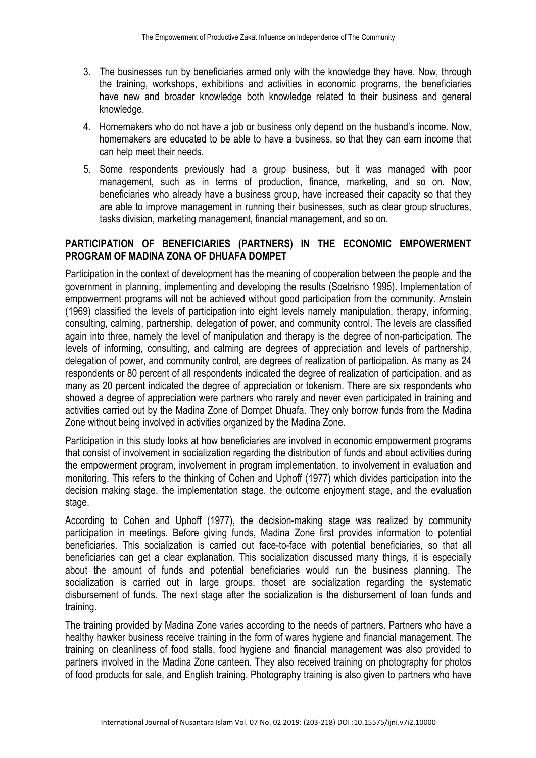3. The businesses run by beneficiaries armed only with the knowledge they have. Now, through the training, workshops, exhibitions and activities in economic programs, the beneficiaries have new and broader knowledge both knowledge related to their business and general knowledge.
4. Homemakers who do not have a job or business only depend on the husband's income. Now, homemakers are educated to be able to have a business, so that they can earn income that can help meet their needs.
5. Some respondents previously had a group business, but it was managed with poor management, such as in terms of production, finance, marketing, and so on. Now, beneficiaries who already have a business group, have increased their capacity so that they are able to improve management in running their businesses, such as clear group structures, tasks division, marketing management, financial management, and so on.

## PARTICIPATION OF BENEFICIARIES (PARTNERS) IN THE ECONOMIC EMPOWERMENT PROGRAM OF MADINA ZONA OF DHUAFA DOMPET

Participation in the context of development has the meaning of cooperation between the people and the government in planning, implementing and developing the results (Soetrisno 1995). Implementation of empowerment programs will not be achieved without good participation from the community. Arnstein (1969) classified the levels of participation into eight levels namely manipulation, therapy, informing, consulting, calming, partnership, delegation of power, and community control. The levels are classified again into three, namely the level of manipulation and therapy is the degree of non-participation. The levels of informing, consulting, and calming are degrees of appreciation and levels of partnership, delegation of power, and community control, are degrees of realization of participation. As many as 24 respondents or 80 percent of all respondents indicated the degree of realization of participation, and as many as 20 percent indicated the degree of appreciation or tokenism. There are six respondents who showed a degree of appreciation were partners who rarely and never even participated in training and activities carried out by the Madina Zone of Dompet Dhuafa. They only borrow funds from the Madina Zone without being involved in activities organized by the Madina Zone.

Participation in this study looks at how beneficiaries are involved in economic empowerment programs that consist of involvement in socialization regarding the distribution of funds and about activities during the empowerment program, involvement in program implementation, to involvement in evaluation and monitoring. This refers to the thinking of Cohen and Uphoff (1977) which divides participation into the decision making stage, the implementation stage, the outcome enjoyment stage, and the evaluation stage.

According to Cohen and Uphoff (1977), the decision-making stage was realized by community participation in meetings. Before giving funds, Madina Zone first provides information to potential beneficiaries. This socialization is carried out face-to-face with potential beneficiaries, so that all beneficiaries can get a clear explanation. This socialization discussed many things, it is especially about the amount of funds and potential beneficiaries would run the business planning. The socialization is carried out in large groups, thoset are socialization regarding the systematic disbursement of funds. The next stage after the socialization is the disbursement of loan funds and training.

The training provided by Madina Zone varies according to the needs of partners. Partners who have a healthy hawker business receive training in the form of wares hygiene and financial management. The training on cleanliness of food stalls, food hygiene and financial management was also provided to partners involved in the Madina Zone canteen. They also received training on photography for photos of food products for sale, and English training. Photography training is also given to partners who have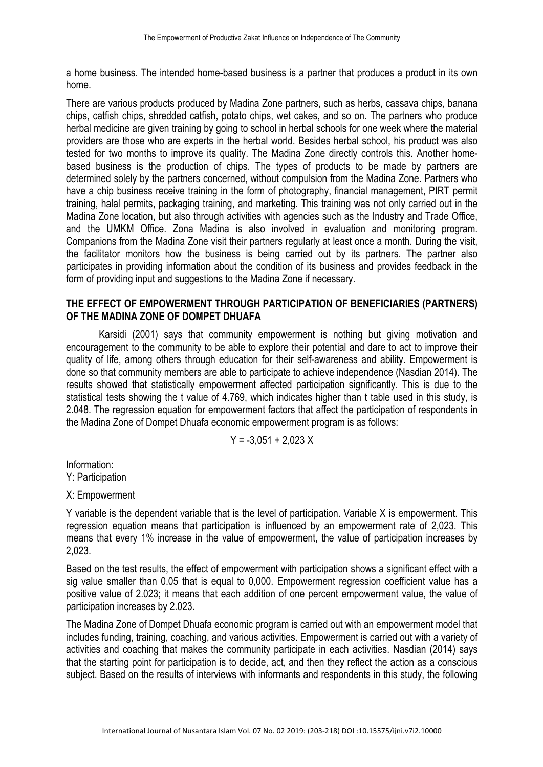a home business. The intended home-based business is a partner that produces a product in its own home.

There are various products produced by Madina Zone partners, such as herbs, cassava chips, banana chips, catfish chips, shredded catfish, potato chips, wet cakes, and so on. The partners who produce herbal medicine are given training by going to school in herbal schools for one week where the material providers are those who are experts in the herbal world. Besides herbal school, his product was also tested for two months to improve its quality. The Madina Zone directly controls this. Another home-based business is the production of chips. The types of products to be made by partners are determined solely by the partners concerned, without compulsion from the Madina Zone. Partners who have a chip business receive training in the form of photography, financial management, PIRT permit training, halal permits, packaging training, and marketing. This training was not only carried out in the Madina Zone location, but also through activities with agencies such as the Industry and Trade Office, and the UMKM Office. Zona Madina is also involved in evaluation and monitoring program. Companions from the Madina Zone visit their partners regularly at least once a month. During the visit, the facilitator monitors how the business is being carried out by its partners. The partner also participates in providing information about the condition of its business and provides feedback in the form of providing input and suggestions to the Madina Zone if necessary.

## THE EFFECT OF EMPOWERMENT THROUGH PARTICIPATION OF BENEFICIARIES (PARTNERS) OF THE MADINA ZONE OF DOMPET DHUAFA

Karsidi (2001) says that community empowerment is nothing but giving motivation and encouragement to the community to be able to explore their potential and dare to act to improve their quality of life, among others through education for their self-awareness and ability. Empowerment is done so that community members are able to participate to achieve independence (Nasdian 2014). The results showed that statistically empowerment affected participation significantly. This is due to the statistical tests showing the t value of 4.769, which indicates higher than t table used in this study, is 2.048. The regression equation for empowerment factors that affect the participation of respondents in the Madina Zone of Dompet Dhuafa economic empowerment program is as follows:

$$Y = -3{,}051 + 2{,}023\ X$$

Information:
Y: Participation

X: Empowerment

Y variable is the dependent variable that is the level of participation. Variable X is empowerment. This regression equation means that participation is influenced by an empowerment rate of 2,023. This means that every 1% increase in the value of empowerment, the value of participation increases by 2,023.

Based on the test results, the effect of empowerment with participation shows a significant effect with a sig value smaller than 0.05 that is equal to 0,000. Empowerment regression coefficient value has a positive value of 2.023; it means that each addition of one percent empowerment value, the value of participation increases by 2.023.

The Madina Zone of Dompet Dhuafa economic program is carried out with an empowerment model that includes funding, training, coaching, and various activities. Empowerment is carried out with a variety of activities and coaching that makes the community participate in each activities. Nasdian (2014) says that the starting point for participation is to decide, act, and then they reflect the action as a conscious subject. Based on the results of interviews with informants and respondents in this study, the following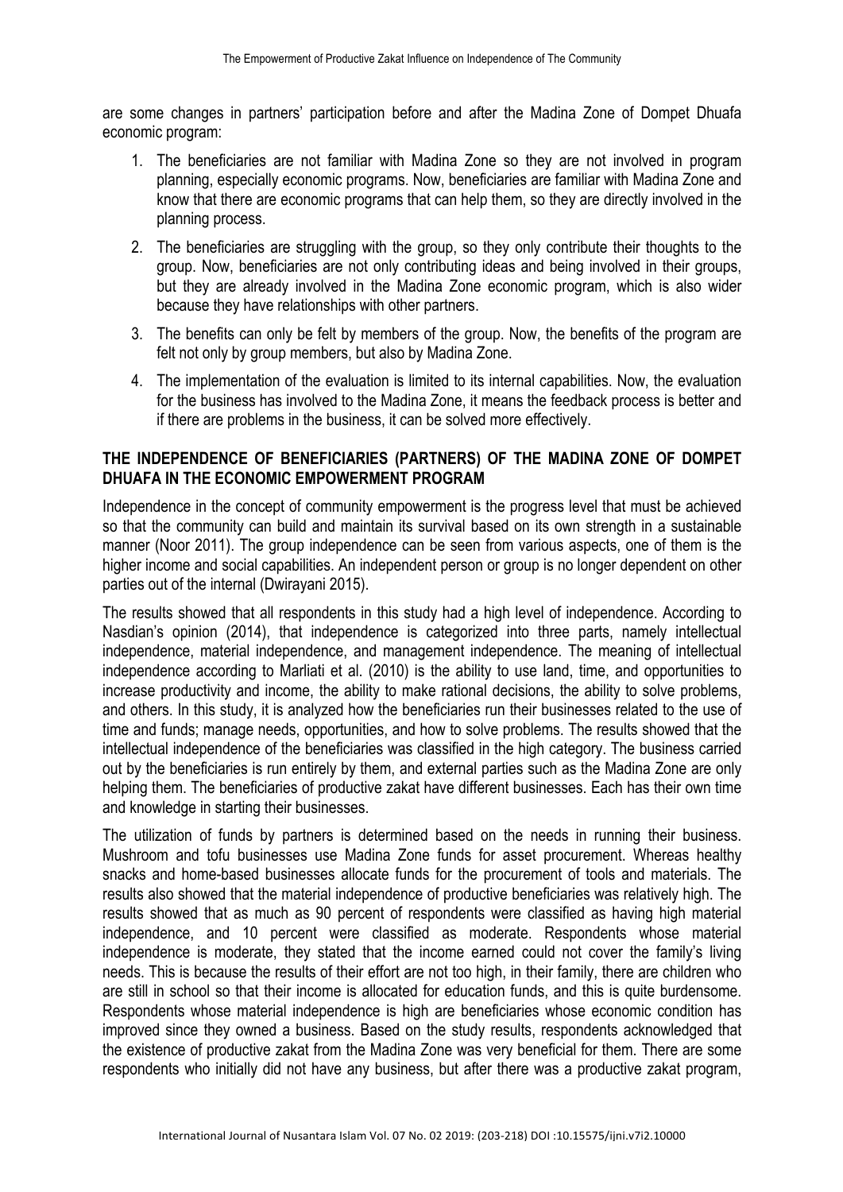are some changes in partners' participation before and after the Madina Zone of Dompet Dhuafa economic program:

1. The beneficiaries are not familiar with Madina Zone so they are not involved in program planning, especially economic programs. Now, beneficiaries are familiar with Madina Zone and know that there are economic programs that can help them, so they are directly involved in the planning process.
2. The beneficiaries are struggling with the group, so they only contribute their thoughts to the group. Now, beneficiaries are not only contributing ideas and being involved in their groups, but they are already involved in the Madina Zone economic program, which is also wider because they have relationships with other partners.
3. The benefits can only be felt by members of the group. Now, the benefits of the program are felt not only by group members, but also by Madina Zone.
4. The implementation of the evaluation is limited to its internal capabilities. Now, the evaluation for the business has involved to the Madina Zone, it means the feedback process is better and if there are problems in the business, it can be solved more effectively.

## THE INDEPENDENCE OF BENEFICIARIES (PARTNERS) OF THE MADINA ZONE OF DOMPET DHUAFA IN THE ECONOMIC EMPOWERMENT PROGRAM

Independence in the concept of community empowerment is the progress level that must be achieved so that the community can build and maintain its survival based on its own strength in a sustainable manner (Noor 2011). The group independence can be seen from various aspects, one of them is the higher income and social capabilities. An independent person or group is no longer dependent on other parties out of the internal (Dwirayani 2015).

The results showed that all respondents in this study had a high level of independence. According to Nasdian's opinion (2014), that independence is categorized into three parts, namely intellectual independence, material independence, and management independence. The meaning of intellectual independence according to Marliati et al. (2010) is the ability to use land, time, and opportunities to increase productivity and income, the ability to make rational decisions, the ability to solve problems, and others. In this study, it is analyzed how the beneficiaries run their businesses related to the use of time and funds; manage needs, opportunities, and how to solve problems. The results showed that the intellectual independence of the beneficiaries was classified in the high category. The business carried out by the beneficiaries is run entirely by them, and external parties such as the Madina Zone are only helping them. The beneficiaries of productive zakat have different businesses. Each has their own time and knowledge in starting their businesses.

The utilization of funds by partners is determined based on the needs in running their business. Mushroom and tofu businesses use Madina Zone funds for asset procurement. Whereas healthy snacks and home-based businesses allocate funds for the procurement of tools and materials. The results also showed that the material independence of productive beneficiaries was relatively high. The results showed that as much as 90 percent of respondents were classified as having high material independence, and 10 percent were classified as moderate. Respondents whose material independence is moderate, they stated that the income earned could not cover the family's living needs. This is because the results of their effort are not too high, in their family, there are children who are still in school so that their income is allocated for education funds, and this is quite burdensome. Respondents whose material independence is high are beneficiaries whose economic condition has improved since they owned a business. Based on the study results, respondents acknowledged that the existence of productive zakat from the Madina Zone was very beneficial for them. There are some respondents who initially did not have any business, but after there was a productive zakat program,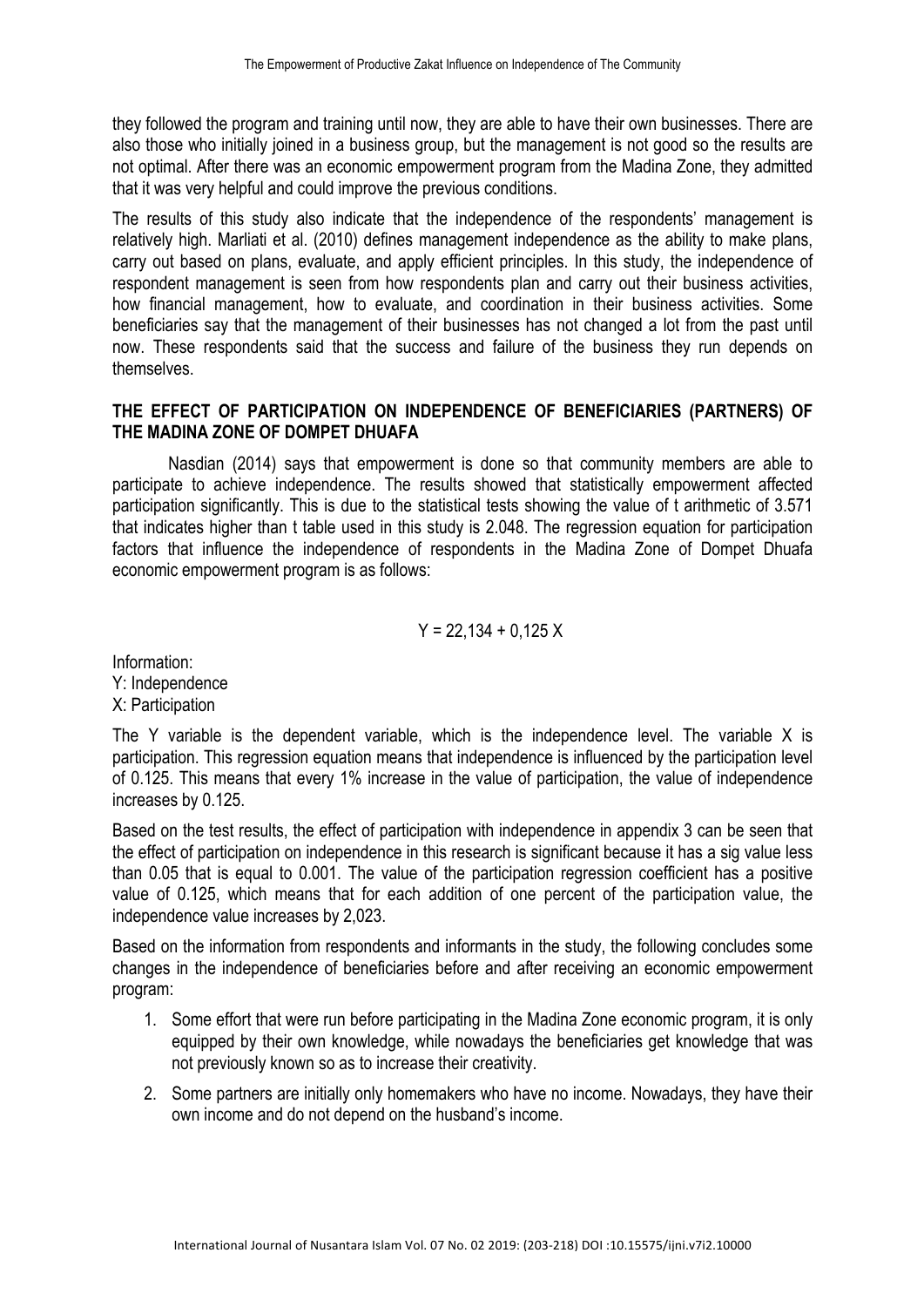they followed the program and training until now, they are able to have their own businesses. There are also those who initially joined in a business group, but the management is not good so the results are not optimal. After there was an economic empowerment program from the Madina Zone, they admitted that it was very helpful and could improve the previous conditions.

The results of this study also indicate that the independence of the respondents' management is relatively high. Marliati et al. (2010) defines management independence as the ability to make plans, carry out based on plans, evaluate, and apply efficient principles. In this study, the independence of respondent management is seen from how respondents plan and carry out their business activities, how financial management, how to evaluate, and coordination in their business activities. Some beneficiaries say that the management of their businesses has not changed a lot from the past until now. These respondents said that the success and failure of the business they run depends on themselves.

## THE EFFECT OF PARTICIPATION ON INDEPENDENCE OF BENEFICIARIES (PARTNERS) OF THE MADINA ZONE OF DOMPET DHUAFA

Nasdian (2014) says that empowerment is done so that community members are able to participate to achieve independence. The results showed that statistically empowerment affected participation significantly. This is due to the statistical tests showing the value of t arithmetic of 3.571 that indicates higher than t table used in this study is 2.048. The regression equation for participation factors that influence the independence of respondents in the Madina Zone of Dompet Dhuafa economic empowerment program is as follows:

$$Y = 22{,}134 + 0{,}125\,X$$

Information:
Y: Independence
X: Participation

The Y variable is the dependent variable, which is the independence level. The variable X is participation. This regression equation means that independence is influenced by the participation level of 0.125. This means that every 1% increase in the value of participation, the value of independence increases by 0.125.

Based on the test results, the effect of participation with independence in appendix 3 can be seen that the effect of participation on independence in this research is significant because it has a sig value less than 0.05 that is equal to 0.001. The value of the participation regression coefficient has a positive value of 0.125, which means that for each addition of one percent of the participation value, the independence value increases by 2,023.

Based on the information from respondents and informants in the study, the following concludes some changes in the independence of beneficiaries before and after receiving an economic empowerment program:

1. Some effort that were run before participating in the Madina Zone economic program, it is only equipped by their own knowledge, while nowadays the beneficiaries get knowledge that was not previously known so as to increase their creativity.
2. Some partners are initially only homemakers who have no income. Nowadays, they have their own income and do not depend on the husband's income.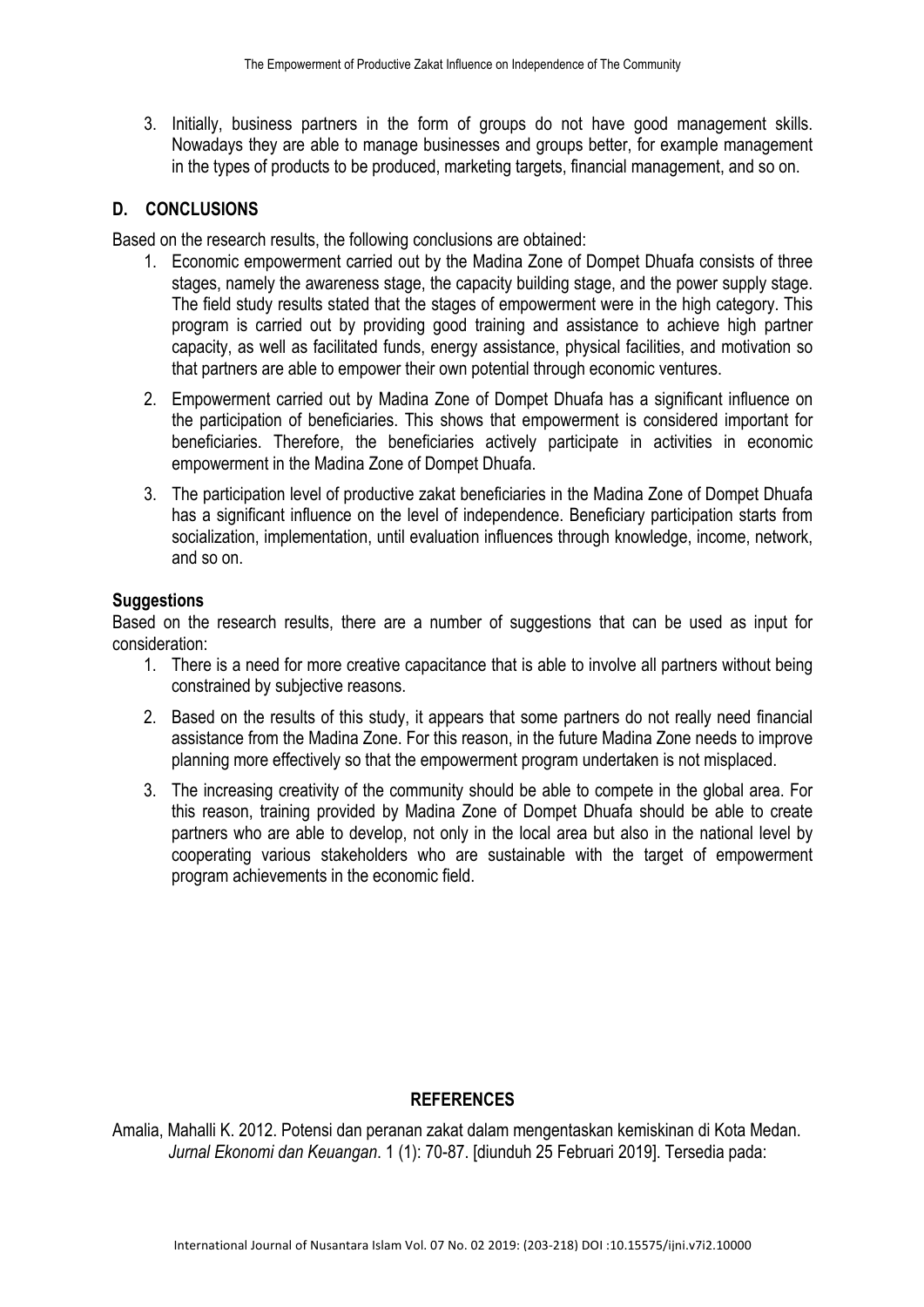3. Initially, business partners in the form of groups do not have good management skills. Nowadays they are able to manage businesses and groups better, for example management in the types of products to be produced, marketing targets, financial management, and so on.

## D. CONCLUSIONS

Based on the research results, the following conclusions are obtained:

1. Economic empowerment carried out by the Madina Zone of Dompet Dhuafa consists of three stages, namely the awareness stage, the capacity building stage, and the power supply stage. The field study results stated that the stages of empowerment were in the high category. This program is carried out by providing good training and assistance to achieve high partner capacity, as well as facilitated funds, energy assistance, physical facilities, and motivation so that partners are able to empower their own potential through economic ventures.
2. Empowerment carried out by Madina Zone of Dompet Dhuafa has a significant influence on the participation of beneficiaries. This shows that empowerment is considered important for beneficiaries. Therefore, the beneficiaries actively participate in activities in economic empowerment in the Madina Zone of Dompet Dhuafa.
3. The participation level of productive zakat beneficiaries in the Madina Zone of Dompet Dhuafa has a significant influence on the level of independence. Beneficiary participation starts from socialization, implementation, until evaluation influences through knowledge, income, network, and so on.

### Suggestions

Based on the research results, there are a number of suggestions that can be used as input for consideration:

1. There is a need for more creative capacitance that is able to involve all partners without being constrained by subjective reasons.
2. Based on the results of this study, it appears that some partners do not really need financial assistance from the Madina Zone. For this reason, in the future Madina Zone needs to improve planning more effectively so that the empowerment program undertaken is not misplaced.
3. The increasing creativity of the community should be able to compete in the global area. For this reason, training provided by Madina Zone of Dompet Dhuafa should be able to create partners who are able to develop, not only in the local area but also in the national level by cooperating various stakeholders who are sustainable with the target of empowerment program achievements in the economic field.

## REFERENCES

Amalia, Mahalli K. 2012. Potensi dan peranan zakat dalam mengentaskan kemiskinan di Kota Medan. *Jurnal Ekonomi dan Keuangan*. 1 (1): 70-87. [diunduh 25 Februari 2019]. Tersedia pada: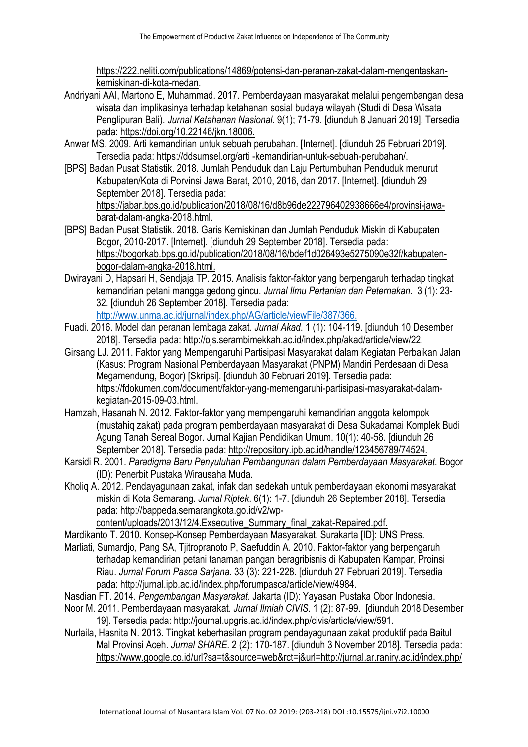https://222.neliti.com/publications/14869/potensi-dan-peranan-zakat-dalam-mengentaskan-kemiskinan-di-kota-medan.

Andriyani AAI, Martono E, Muhammad. 2017. Pemberdayaan masyarakat melalui pengembangan desa wisata dan implikasinya terhadap ketahanan sosial budaya wilayah (Studi di Desa Wisata Penglipuran Bali). *Jurnal Ketahanan Nasional*. 9(1); 71-79. [diunduh 8 Januari 2019]. Tersedia pada: https://doi.org/10.22146/jkn.18006.

Anwar MS. 2009. Arti kemandirian untuk sebuah perubahan. [Internet]. [diunduh 25 Februari 2019]. Tersedia pada: https://ddsumsel.org/arti -kemandirian-untuk-sebuah-perubahan/.

[BPS] Badan Pusat Statistik. 2018. Jumlah Penduduk dan Laju Pertumbuhan Penduduk menurut Kabupaten/Kota di Porvinsi Jawa Barat, 2010, 2016, dan 2017. [Internet]. [diunduh 29 September 2018]. Tersedia pada: https://jabar.bps.go.id/publication/2018/08/16/d8b96de222796402938666e4/provinsi-jawa-barat-dalam-angka-2018.html.

[BPS] Badan Pusat Statistik. 2018. Garis Kemiskinan dan Jumlah Penduduk Miskin di Kabupaten Bogor, 2010-2017. [Internet]. [diunduh 29 September 2018]. Tersedia pada: https://bogorkab.bps.go.id/publication/2018/08/16/bdef1d026493e5275090e32f/kabupaten-bogor-dalam-angka-2018.html.

Dwirayani D, Hapsari H, Sendjaja TP. 2015. Analisis faktor-faktor yang berpengaruh terhadap tingkat kemandirian petani mangga gedong gincu. *Jurnal Ilmu Pertanian dan Peternakan*. 3 (1): 23-32. [diunduh 26 September 2018]. Tersedia pada: http://www.unma.ac.id/jurnal/index.php/AG/article/viewFile/387/366.

Fuadi. 2016. Model dan peranan lembaga zakat. *Jurnal Akad*. 1 (1): 104-119. [diunduh 10 Desember 2018]. Tersedia pada: http://ojs.serambimekkah.ac.id/index.php/akad/article/view/22.

Girsang LJ. 2011. Faktor yang Mempengaruhi Partisipasi Masyarakat dalam Kegiatan Perbaikan Jalan (Kasus: Program Nasional Pemberdayaan Masyarakat (PNPM) Mandiri Perdesaan di Desa Megamendung, Bogor) [Skripsi]. [diunduh 30 Februari 2019]. Tersedia pada: https://fdokumen.com/document/faktor-yang-memengaruhi-partisipasi-masyarakat-dalam-kegiatan-2015-09-03.html.

Hamzah, Hasanah N. 2012. Faktor-faktor yang mempengaruhi kemandirian anggota kelompok (mustahiq zakat) pada program pemberdayaan masyarakat di Desa Sukadamai Komplek Budi Agung Tanah Sereal Bogor. Jurnal Kajian Pendidikan Umum. 10(1): 40-58. [diunduh 26 September 2018]. Tersedia pada: http://repository.ipb.ac.id/handle/123456789/74524.

Karsidi R. 2001. *Paradigma Baru Penyuluhan Pembangunan dalam Pemberdayaan Masyarakat*. Bogor (ID): Penerbit Pustaka Wirausaha Muda.

Kholiq A. 2012. Pendayagunaan zakat, infak dan sedekah untuk pemberdayaan ekonomi masyarakat miskin di Kota Semarang. *Jurnal Riptek*. 6(1): 1-7. [diunduh 26 September 2018]. Tersedia pada: http://bappeda.semarangkota.go.id/v2/wp-content/uploads/2013/12/4.Exsecutive_Summary_final_zakat-Repaired.pdf.

Mardikanto T. 2010. Konsep-Konsep Pemberdayaan Masyarakat. Surakarta [ID]: UNS Press.

Marliati, Sumardjo, Pang SA, Tjitropranoto P, Saefuddin A. 2010. Faktor-faktor yang berpengaruh terhadap kemandirian petani tanaman pangan beragribisnis di Kabupaten Kampar, Proinsi Riau. *Jurnal Forum Pasca Sarjana.* 33 (3): 221-228. [diunduh 27 Februari 2019]. Tersedia pada: http://jurnal.ipb.ac.id/index.php/forumpasca/article/view/4984.

Nasdian FT. 2014. *Pengembangan Masyarakat*. Jakarta (ID): Yayasan Pustaka Obor Indonesia.

Noor M. 2011. Pemberdayaan masyarakat. *Jurnal Ilmiah CIVIS*. 1 (2): 87-99. [diunduh 2018 Desember 19]. Tersedia pada: http://journal.upgris.ac.id/index.php/civis/article/view/591.

Nurlaila, Hasnita N. 2013. Tingkat keberhasilan program pendayagunaan zakat produktif pada Baitul Mal Provinsi Aceh. *Jurnal SHARE*. 2 (2): 170-187. [diunduh 3 November 2018]. Tersedia pada: https://www.google.co.id/url?sa=t&source=web&rct=j&url=http://jurnal.ar.raniry.ac.id/index.php/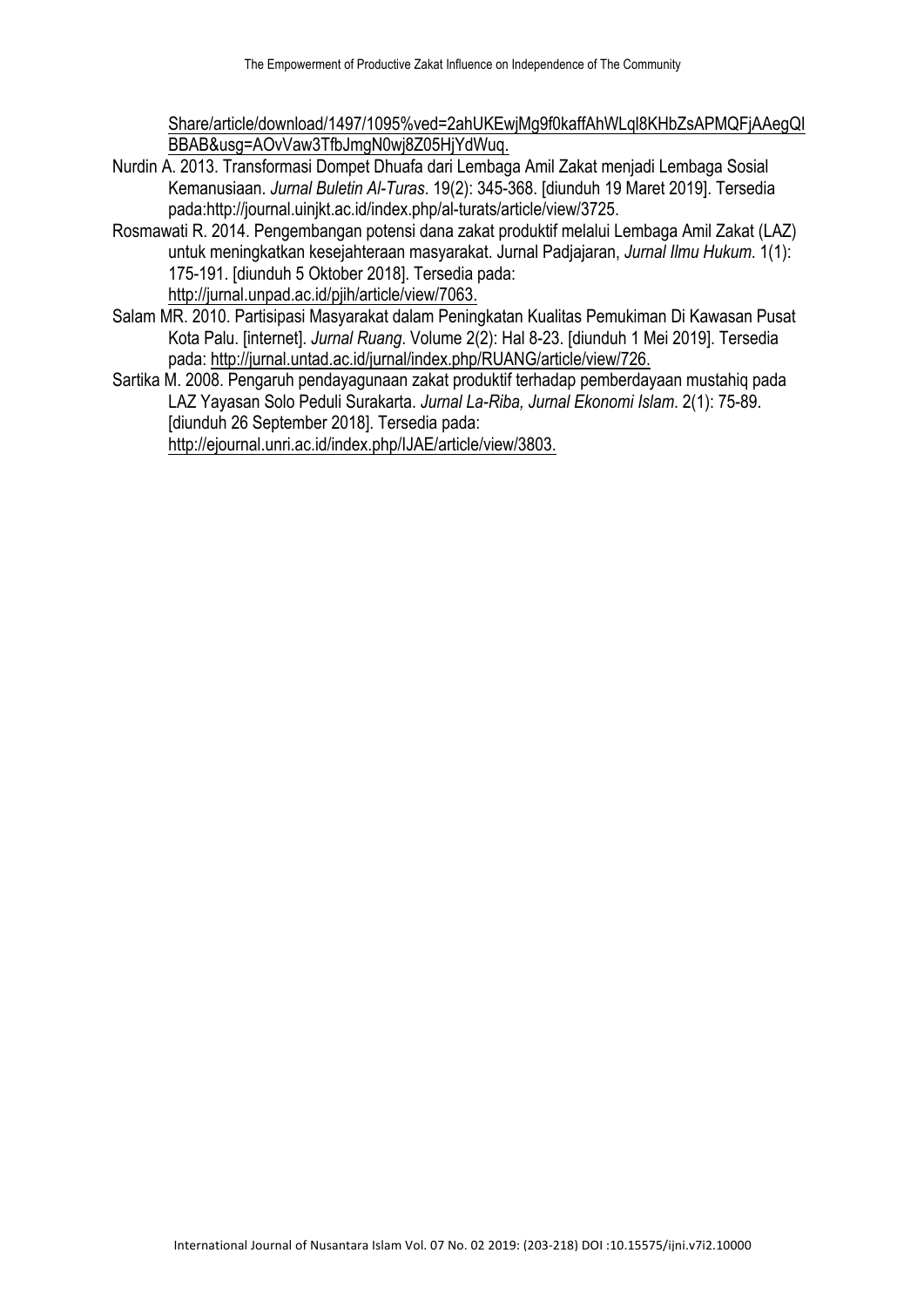Share/article/download/1497/1095%ved=2ahUKEwjMg9f0kaffAhWLql8KHbZsAPMQFjAAegQIBBAB&usg=AOvVaw3TfbJmgN0wj8Z05HjYdWuq.

Nurdin A. 2013. Transformasi Dompet Dhuafa dari Lembaga Amil Zakat menjadi Lembaga Sosial Kemanusiaan. *Jurnal Buletin Al-Turas*. 19(2): 345-368. [diunduh 19 Maret 2019]. Tersedia pada:http://journal.uinjkt.ac.id/index.php/al-turats/article/view/3725.

Rosmawati R. 2014. Pengembangan potensi dana zakat produktif melalui Lembaga Amil Zakat (LAZ) untuk meningkatkan kesejahteraan masyarakat. Jurnal Padjajaran, *Jurnal Ilmu Hukum*. 1(1): 175-191. [diunduh 5 Oktober 2018]. Tersedia pada: http://jurnal.unpad.ac.id/pjih/article/view/7063.

Salam MR. 2010. Partisipasi Masyarakat dalam Peningkatan Kualitas Pemukiman Di Kawasan Pusat Kota Palu. [internet]. *Jurnal Ruang*. Volume 2(2): Hal 8-23. [diunduh 1 Mei 2019]. Tersedia pada: http://jurnal.untad.ac.id/jurnal/index.php/RUANG/article/view/726.

Sartika M. 2008. Pengaruh pendayagunaan zakat produktif terhadap pemberdayaan mustahiq pada LAZ Yayasan Solo Peduli Surakarta. *Jurnal La-Riba, Jurnal Ekonomi Islam*. 2(1): 75-89. [diunduh 26 September 2018]. Tersedia pada: http://ejournal.unri.ac.id/index.php/IJAE/article/view/3803.